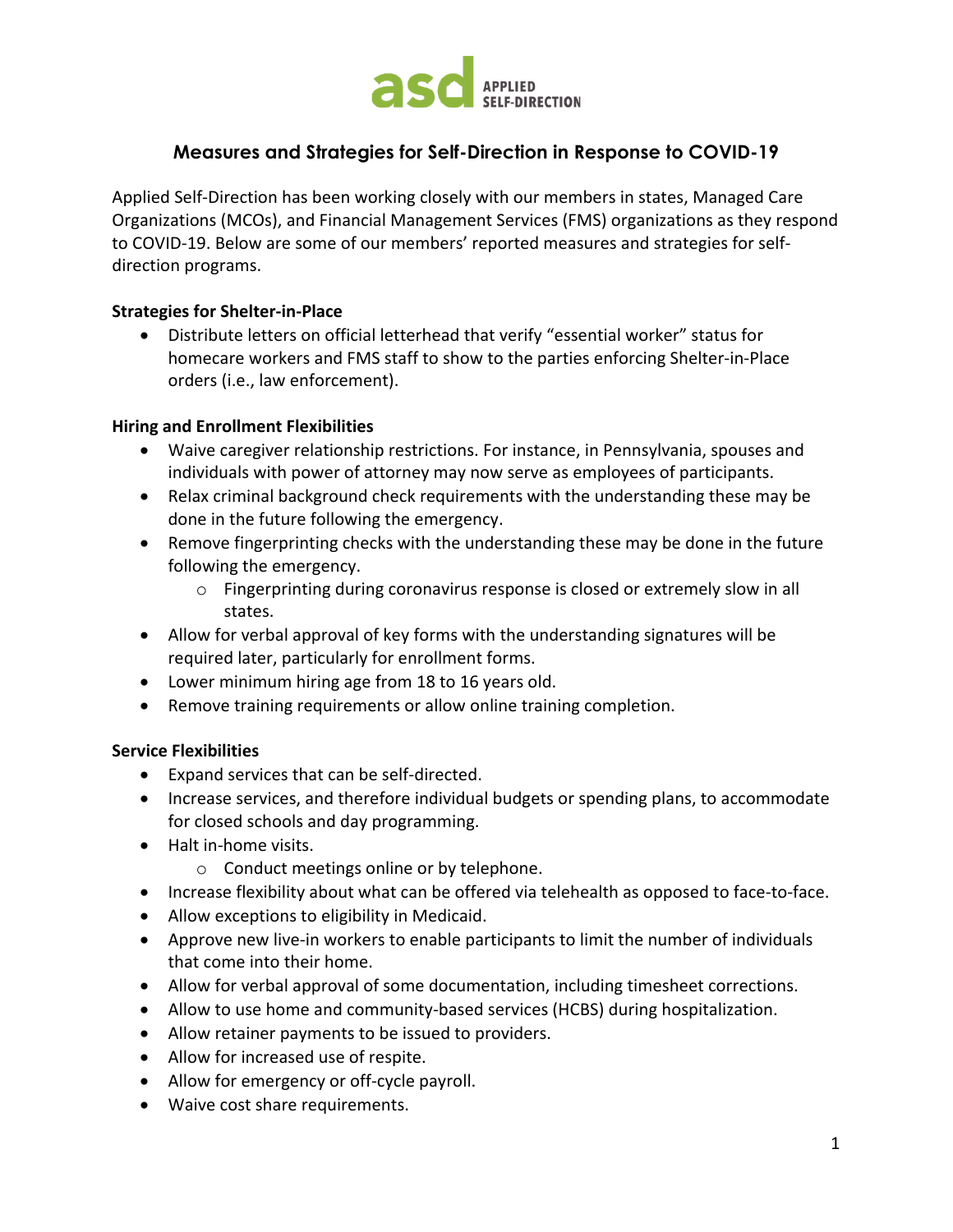# Measures and Strategies for Self-Direction in Response to COVID-19

Applied Self-Direction has been working closely with our members in states, Managed Care Organizations (MCOs), and Financial Management Services (FMS) organizations as they respond to COVID-19. Below are some of our members' reported measures and strategies for self-direction programs.

**Strategies for Shelter-in-Place**

- Distribute letters on official letterhead that verify "essential worker" status for homecare workers and FMS staff to show to the parties enforcing Shelter-in-Place orders (i.e., law enforcement).

**Hiring and Enrollment Flexibilities**

- Waive caregiver relationship restrictions. For instance, in Pennsylvania, spouses and individuals with power of attorney may now serve as employees of participants.
- Relax criminal background check requirements with the understanding these may be done in the future following the emergency.
- Remove fingerprinting checks with the understanding these may be done in the future following the emergency.
    - Fingerprinting during coronavirus response is closed or extremely slow in all states.
- Allow for verbal approval of key forms with the understanding signatures will be required later, particularly for enrollment forms.
- Lower minimum hiring age from 18 to 16 years old.
- Remove training requirements or allow online training completion.

**Service Flexibilities**

- Expand services that can be self-directed.
- Increase services, and therefore individual budgets or spending plans, to accommodate for closed schools and day programming.
- Halt in-home visits.
    - Conduct meetings online or by telephone.
- Increase flexibility about what can be offered via telehealth as opposed to face-to-face.
- Allow exceptions to eligibility in Medicaid.
- Approve new live-in workers to enable participants to limit the number of individuals that come into their home.
- Allow for verbal approval of some documentation, including timesheet corrections.
- Allow to use home and community-based services (HCBS) during hospitalization.
- Allow retainer payments to be issued to providers.
- Allow for increased use of respite.
- Allow for emergency or off-cycle payroll.
- Waive cost share requirements.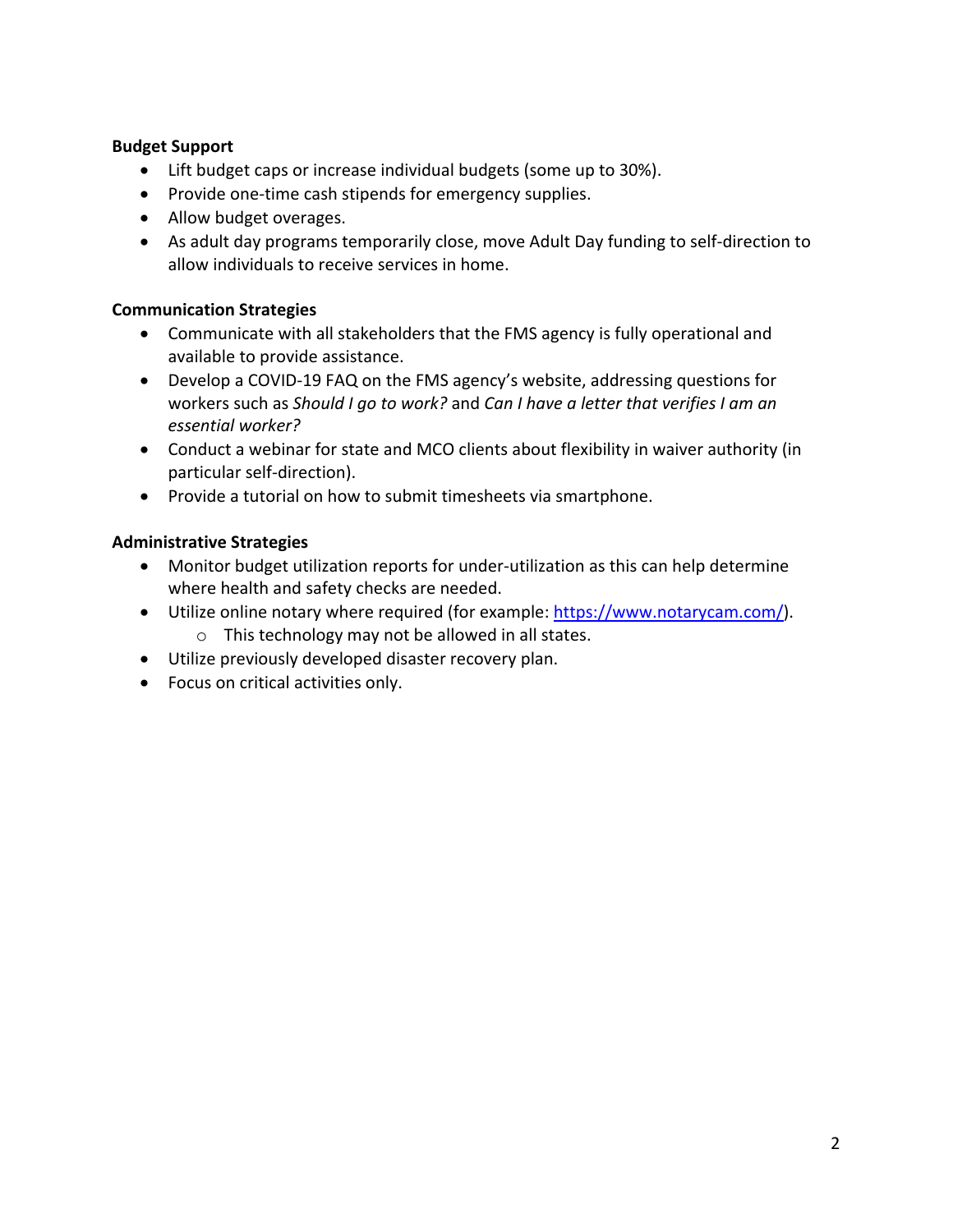**Budget Support**

- Lift budget caps or increase individual budgets (some up to 30%).
- Provide one-time cash stipends for emergency supplies.
- Allow budget overages.
- As adult day programs temporarily close, move Adult Day funding to self-direction to allow individuals to receive services in home.

**Communication Strategies**

- Communicate with all stakeholders that the FMS agency is fully operational and available to provide assistance.
- Develop a COVID-19 FAQ on the FMS agency's website, addressing questions for workers such as *Should I go to work?* and *Can I have a letter that verifies I am an essential worker?*
- Conduct a webinar for state and MCO clients about flexibility in waiver authority (in particular self-direction).
- Provide a tutorial on how to submit timesheets via smartphone.

**Administrative Strategies**

- Monitor budget utilization reports for under-utilization as this can help determine where health and safety checks are needed.
- Utilize online notary where required (for example: [https://www.notarycam.com/](https://www.notarycam.com/)).
  - This technology may not be allowed in all states.
- Utilize previously developed disaster recovery plan.
- Focus on critical activities only.